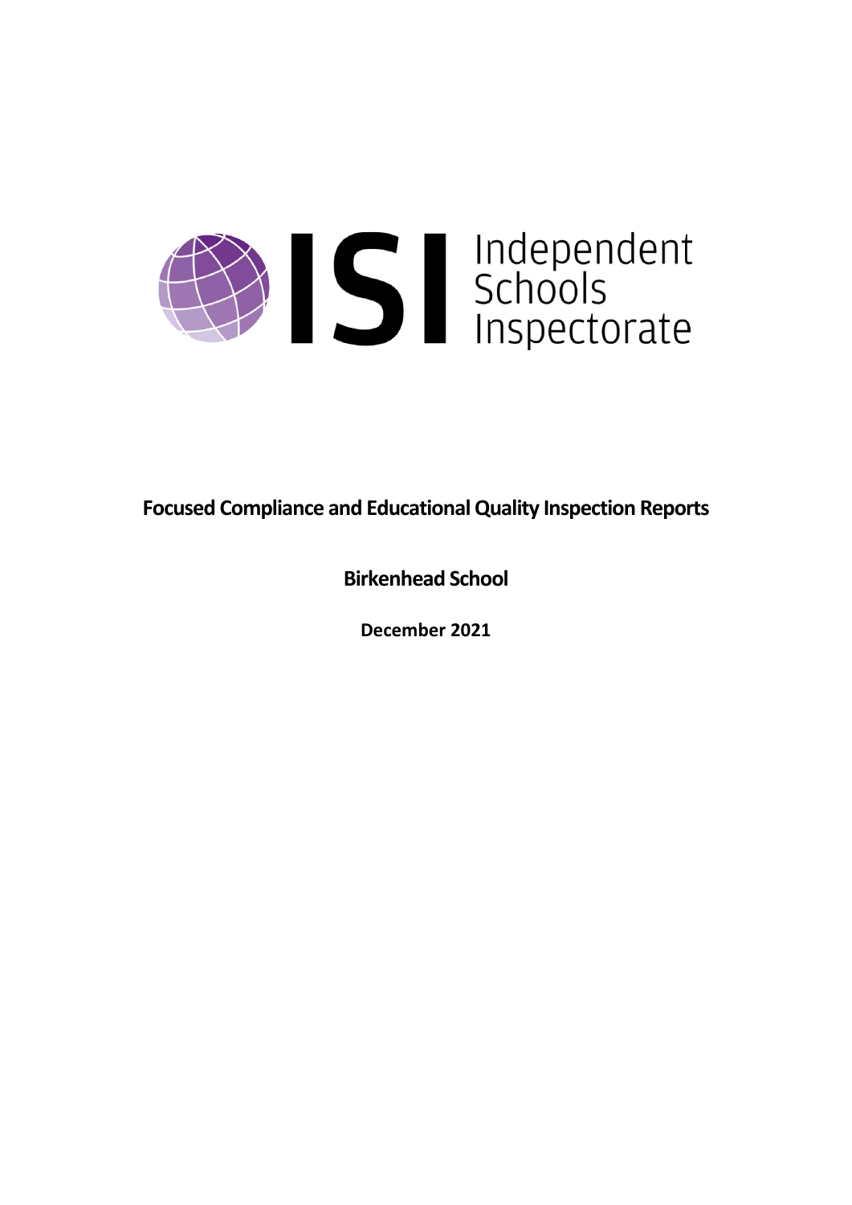Independent Schools Inspectorate

# Focused Compliance and Educational Quality Inspection Reports

## Birkenhead School

**December 2021**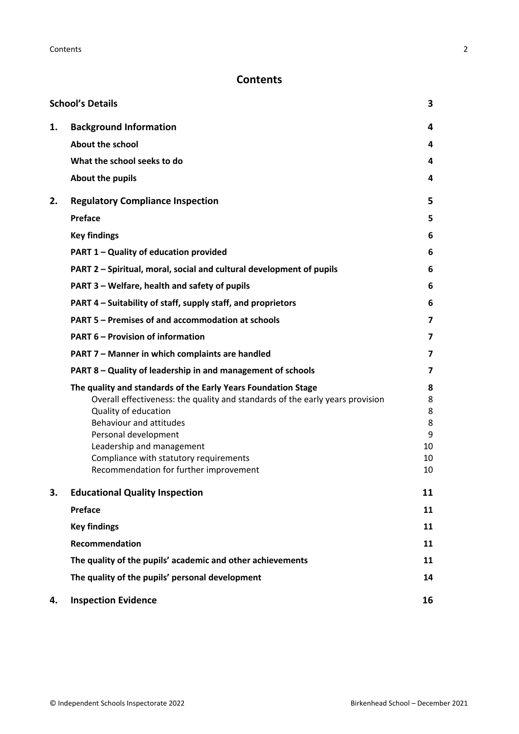# Contents

| | | |
|---|---|---|
| **School's Details** | | **3** |
| **1.** | **Background Information** | **4** |
| | **About the school** | **4** |
| | **What the school seeks to do** | **4** |
| | **About the pupils** | **4** |
| **2.** | **Regulatory Compliance Inspection** | **5** |
| | **Preface** | **5** |
| | **Key findings** | **6** |
| | **PART 1 – Quality of education provided** | **6** |
| | **PART 2 – Spiritual, moral, social and cultural development of pupils** | **6** |
| | **PART 3 – Welfare, health and safety of pupils** | **6** |
| | **PART 4 – Suitability of staff, supply staff, and proprietors** | **6** |
| | **PART 5 – Premises of and accommodation at schools** | **7** |
| | **PART 6 – Provision of information** | **7** |
| | **PART 7 – Manner in which complaints are handled** | **7** |
| | **PART 8 – Quality of leadership in and management of schools** | **7** |
| | **The quality and standards of the Early Years Foundation Stage** | **8** |
| | Overall effectiveness: the quality and standards of the early years provision | 8 |
| | Quality of education | 8 |
| | Behaviour and attitudes | 8 |
| | Personal development | 9 |
| | Leadership and management | 10 |
| | Compliance with statutory requirements | 10 |
| | Recommendation for further improvement | 10 |
| **3.** | **Educational Quality Inspection** | **11** |
| | **Preface** | **11** |
| | **Key findings** | **11** |
| | **Recommendation** | **11** |
| | **The quality of the pupils' academic and other achievements** | **11** |
| | **The quality of the pupils' personal development** | **14** |
| **4.** | **Inspection Evidence** | **16** |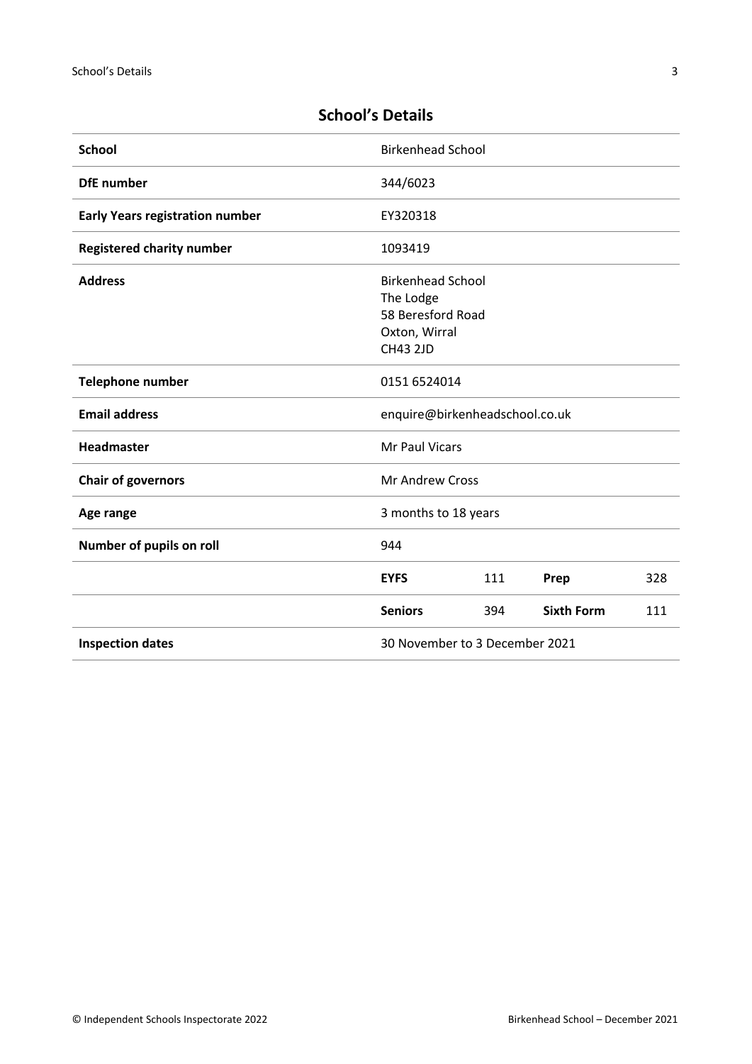## School's Details

| | | | | |
|---|---|---|---|---|
| **School** | Birkenhead School | | | |
| **DfE number** | 344/6023 | | | |
| **Early Years registration number** | EY320318 | | | |
| **Registered charity number** | 1093419 | | | |
| **Address** | Birkenhead School<br>The Lodge<br>58 Beresford Road<br>Oxton, Wirral<br>CH43 2JD | | | |
| **Telephone number** | 0151 6524014 | | | |
| **Email address** | enquire@birkenheadschool.co.uk | | | |
| **Headmaster** | Mr Paul Vicars | | | |
| **Chair of governors** | Mr Andrew Cross | | | |
| **Age range** | 3 months to 18 years | | | |
| **Number of pupils on roll** | 944 | | | |
| | **EYFS** | 111 | **Prep** | 328 |
| | **Seniors** | 394 | **Sixth Form** | 111 |
| **Inspection dates** | 30 November to 3 December 2021 | | | |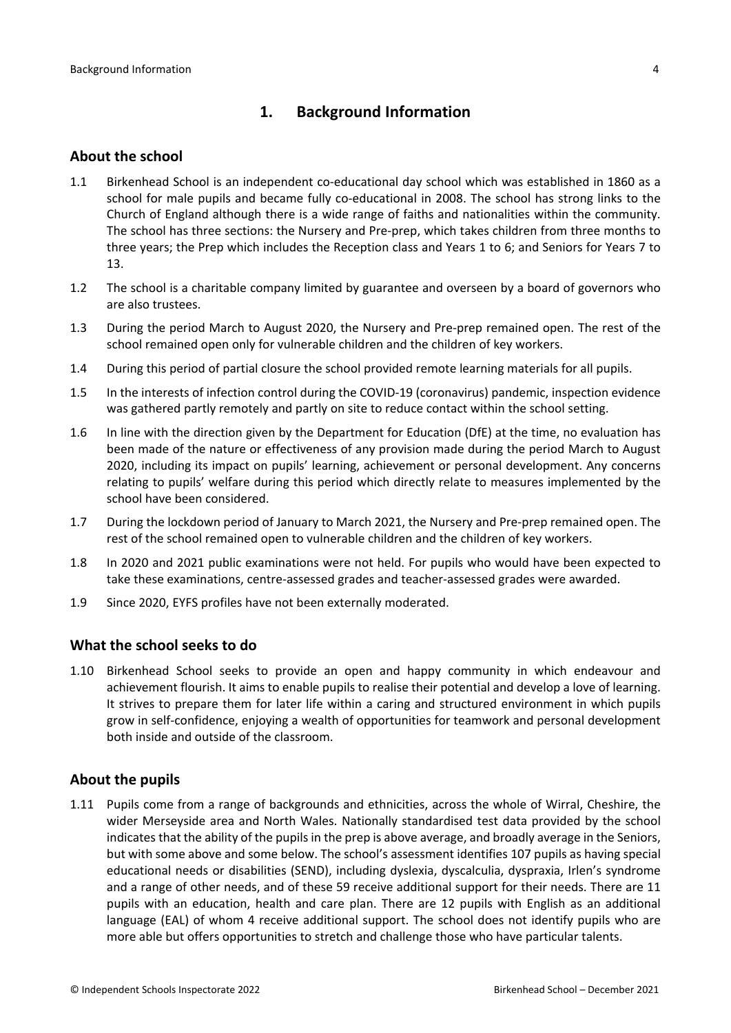## 1. Background Information

### About the school

1.1 Birkenhead School is an independent co-educational day school which was established in 1860 as a school for male pupils and became fully co-educational in 2008. The school has strong links to the Church of England although there is a wide range of faiths and nationalities within the community. The school has three sections: the Nursery and Pre-prep, which takes children from three months to three years; the Prep which includes the Reception class and Years 1 to 6; and Seniors for Years 7 to 13.

1.2 The school is a charitable company limited by guarantee and overseen by a board of governors who are also trustees.

1.3 During the period March to August 2020, the Nursery and Pre-prep remained open. The rest of the school remained open only for vulnerable children and the children of key workers.

1.4 During this period of partial closure the school provided remote learning materials for all pupils.

1.5 In the interests of infection control during the COVID-19 (coronavirus) pandemic, inspection evidence was gathered partly remotely and partly on site to reduce contact within the school setting.

1.6 In line with the direction given by the Department for Education (DfE) at the time, no evaluation has been made of the nature or effectiveness of any provision made during the period March to August 2020, including its impact on pupils' learning, achievement or personal development. Any concerns relating to pupils' welfare during this period which directly relate to measures implemented by the school have been considered.

1.7 During the lockdown period of January to March 2021, the Nursery and Pre-prep remained open. The rest of the school remained open to vulnerable children and the children of key workers.

1.8 In 2020 and 2021 public examinations were not held. For pupils who would have been expected to take these examinations, centre-assessed grades and teacher-assessed grades were awarded.

1.9 Since 2020, EYFS profiles have not been externally moderated.

### What the school seeks to do

1.10 Birkenhead School seeks to provide an open and happy community in which endeavour and achievement flourish. It aims to enable pupils to realise their potential and develop a love of learning. It strives to prepare them for later life within a caring and structured environment in which pupils grow in self-confidence, enjoying a wealth of opportunities for teamwork and personal development both inside and outside of the classroom.

### About the pupils

1.11 Pupils come from a range of backgrounds and ethnicities, across the whole of Wirral, Cheshire, the wider Merseyside area and North Wales. Nationally standardised test data provided by the school indicates that the ability of the pupils in the prep is above average, and broadly average in the Seniors, but with some above and some below. The school's assessment identifies 107 pupils as having special educational needs or disabilities (SEND), including dyslexia, dyscalculia, dyspraxia, Irlen's syndrome and a range of other needs, and of these 59 receive additional support for their needs. There are 11 pupils with an education, health and care plan. There are 12 pupils with English as an additional language (EAL) of whom 4 receive additional support. The school does not identify pupils who are more able but offers opportunities to stretch and challenge those who have particular talents.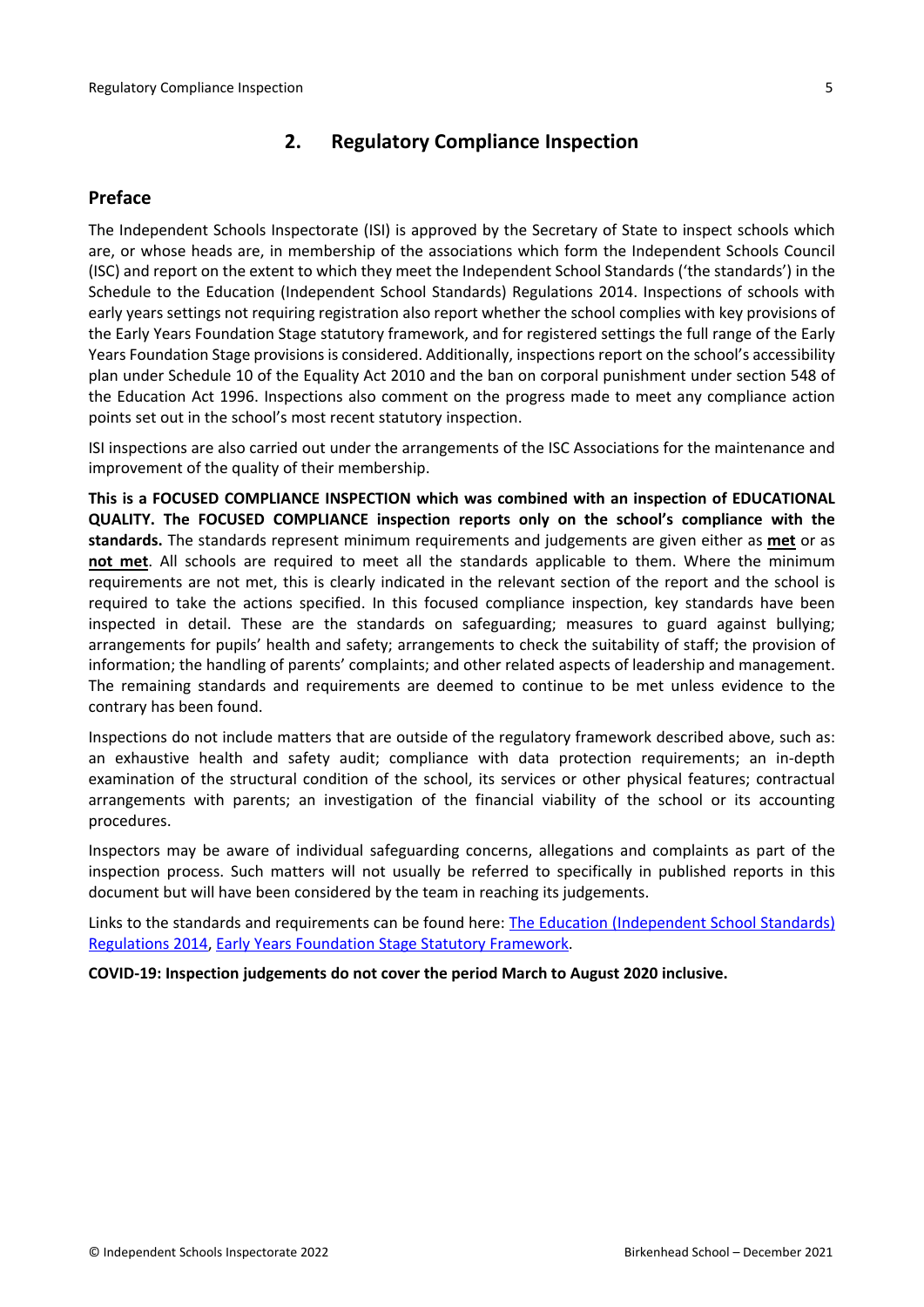## 2. Regulatory Compliance Inspection

### Preface

The Independent Schools Inspectorate (ISI) is approved by the Secretary of State to inspect schools which are, or whose heads are, in membership of the associations which form the Independent Schools Council (ISC) and report on the extent to which they meet the Independent School Standards ('the standards') in the Schedule to the Education (Independent School Standards) Regulations 2014. Inspections of schools with early years settings not requiring registration also report whether the school complies with key provisions of the Early Years Foundation Stage statutory framework, and for registered settings the full range of the Early Years Foundation Stage provisions is considered. Additionally, inspections report on the school's accessibility plan under Schedule 10 of the Equality Act 2010 and the ban on corporal punishment under section 548 of the Education Act 1996. Inspections also comment on the progress made to meet any compliance action points set out in the school's most recent statutory inspection.

ISI inspections are also carried out under the arrangements of the ISC Associations for the maintenance and improvement of the quality of their membership.

**This is a FOCUSED COMPLIANCE INSPECTION which was combined with an inspection of EDUCATIONAL QUALITY. The FOCUSED COMPLIANCE inspection reports only on the school's compliance with the standards.** The standards represent minimum requirements and judgements are given either as **met** or as **not met**. All schools are required to meet all the standards applicable to them. Where the minimum requirements are not met, this is clearly indicated in the relevant section of the report and the school is required to take the actions specified. In this focused compliance inspection, key standards have been inspected in detail. These are the standards on safeguarding; measures to guard against bullying; arrangements for pupils' health and safety; arrangements to check the suitability of staff; the provision of information; the handling of parents' complaints; and other related aspects of leadership and management. The remaining standards and requirements are deemed to continue to be met unless evidence to the contrary has been found.

Inspections do not include matters that are outside of the regulatory framework described above, such as: an exhaustive health and safety audit; compliance with data protection requirements; an in-depth examination of the structural condition of the school, its services or other physical features; contractual arrangements with parents; an investigation of the financial viability of the school or its accounting procedures.

Inspectors may be aware of individual safeguarding concerns, allegations and complaints as part of the inspection process. Such matters will not usually be referred to specifically in published reports in this document but will have been considered by the team in reaching its judgements.

Links to the standards and requirements can be found here: The Education (Independent School Standards) Regulations 2014, Early Years Foundation Stage Statutory Framework.

**COVID-19: Inspection judgements do not cover the period March to August 2020 inclusive.**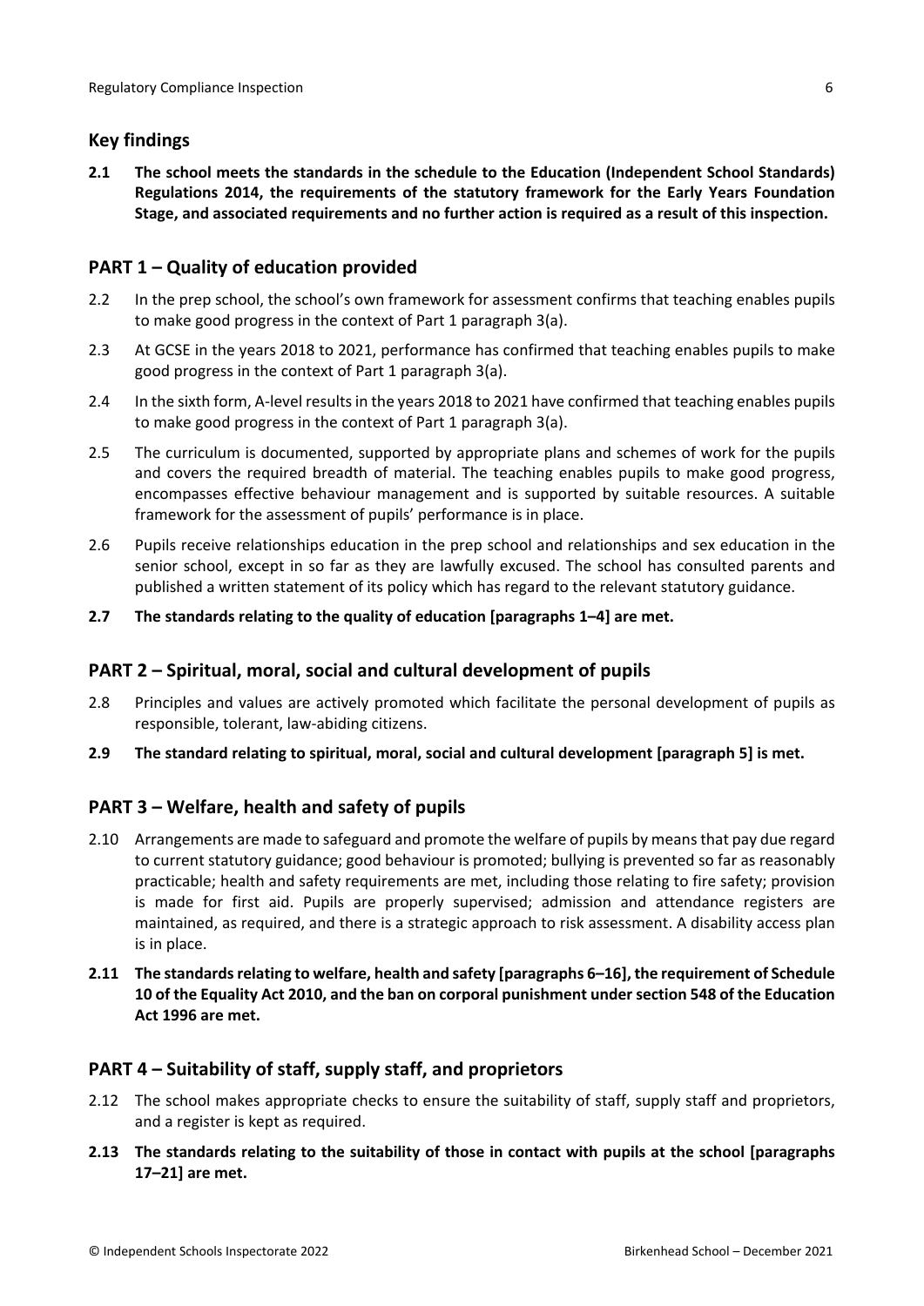## Key findings

**2.1 The school meets the standards in the schedule to the Education (Independent School Standards) Regulations 2014, the requirements of the statutory framework for the Early Years Foundation Stage, and associated requirements and no further action is required as a result of this inspection.**

## PART 1 – Quality of education provided

2.2 In the prep school, the school's own framework for assessment confirms that teaching enables pupils to make good progress in the context of Part 1 paragraph 3(a).

2.3 At GCSE in the years 2018 to 2021, performance has confirmed that teaching enables pupils to make good progress in the context of Part 1 paragraph 3(a).

2.4 In the sixth form, A-level results in the years 2018 to 2021 have confirmed that teaching enables pupils to make good progress in the context of Part 1 paragraph 3(a).

2.5 The curriculum is documented, supported by appropriate plans and schemes of work for the pupils and covers the required breadth of material. The teaching enables pupils to make good progress, encompasses effective behaviour management and is supported by suitable resources. A suitable framework for the assessment of pupils' performance is in place.

2.6 Pupils receive relationships education in the prep school and relationships and sex education in the senior school, except in so far as they are lawfully excused. The school has consulted parents and published a written statement of its policy which has regard to the relevant statutory guidance.

**2.7 The standards relating to the quality of education [paragraphs 1–4] are met.**

## PART 2 – Spiritual, moral, social and cultural development of pupils

2.8 Principles and values are actively promoted which facilitate the personal development of pupils as responsible, tolerant, law-abiding citizens.

**2.9 The standard relating to spiritual, moral, social and cultural development [paragraph 5] is met.**

## PART 3 – Welfare, health and safety of pupils

2.10 Arrangements are made to safeguard and promote the welfare of pupils by means that pay due regard to current statutory guidance; good behaviour is promoted; bullying is prevented so far as reasonably practicable; health and safety requirements are met, including those relating to fire safety; provision is made for first aid. Pupils are properly supervised; admission and attendance registers are maintained, as required, and there is a strategic approach to risk assessment. A disability access plan is in place.

**2.11 The standards relating to welfare, health and safety [paragraphs 6–16], the requirement of Schedule 10 of the Equality Act 2010, and the ban on corporal punishment under section 548 of the Education Act 1996 are met.**

## PART 4 – Suitability of staff, supply staff, and proprietors

2.12 The school makes appropriate checks to ensure the suitability of staff, supply staff and proprietors, and a register is kept as required.

**2.13 The standards relating to the suitability of those in contact with pupils at the school [paragraphs 17–21] are met.**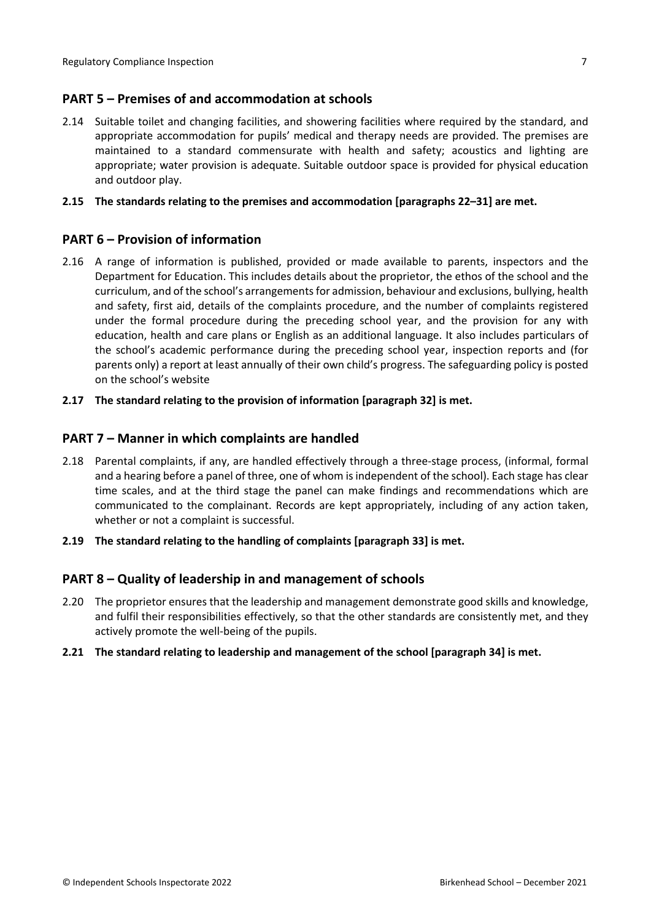## PART 5 – Premises of and accommodation at schools

2.14 Suitable toilet and changing facilities, and showering facilities where required by the standard, and appropriate accommodation for pupils' medical and therapy needs are provided. The premises are maintained to a standard commensurate with health and safety; acoustics and lighting are appropriate; water provision is adequate. Suitable outdoor space is provided for physical education and outdoor play.

**2.15 The standards relating to the premises and accommodation [paragraphs 22–31] are met.**

## PART 6 – Provision of information

2.16 A range of information is published, provided or made available to parents, inspectors and the Department for Education. This includes details about the proprietor, the ethos of the school and the curriculum, and of the school's arrangements for admission, behaviour and exclusions, bullying, health and safety, first aid, details of the complaints procedure, and the number of complaints registered under the formal procedure during the preceding school year, and the provision for any with education, health and care plans or English as an additional language. It also includes particulars of the school's academic performance during the preceding school year, inspection reports and (for parents only) a report at least annually of their own child's progress. The safeguarding policy is posted on the school's website

**2.17 The standard relating to the provision of information [paragraph 32] is met.**

## PART 7 – Manner in which complaints are handled

2.18 Parental complaints, if any, are handled effectively through a three-stage process, (informal, formal and a hearing before a panel of three, one of whom is independent of the school). Each stage has clear time scales, and at the third stage the panel can make findings and recommendations which are communicated to the complainant. Records are kept appropriately, including of any action taken, whether or not a complaint is successful.

**2.19 The standard relating to the handling of complaints [paragraph 33] is met.**

## PART 8 – Quality of leadership in and management of schools

2.20 The proprietor ensures that the leadership and management demonstrate good skills and knowledge, and fulfil their responsibilities effectively, so that the other standards are consistently met, and they actively promote the well-being of the pupils.

**2.21 The standard relating to leadership and management of the school [paragraph 34] is met.**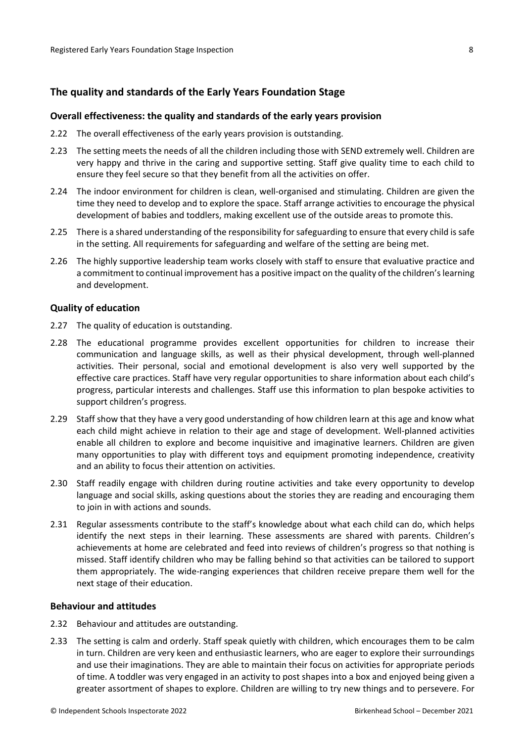## The quality and standards of the Early Years Foundation Stage

### Overall effectiveness: the quality and standards of the early years provision

2.22 The overall effectiveness of the early years provision is outstanding.

2.23 The setting meets the needs of all the children including those with SEND extremely well. Children are very happy and thrive in the caring and supportive setting. Staff give quality time to each child to ensure they feel secure so that they benefit from all the activities on offer.

2.24 The indoor environment for children is clean, well-organised and stimulating. Children are given the time they need to develop and to explore the space. Staff arrange activities to encourage the physical development of babies and toddlers, making excellent use of the outside areas to promote this.

2.25 There is a shared understanding of the responsibility for safeguarding to ensure that every child is safe in the setting. All requirements for safeguarding and welfare of the setting are being met.

2.26 The highly supportive leadership team works closely with staff to ensure that evaluative practice and a commitment to continual improvement has a positive impact on the quality of the children's learning and development.

### Quality of education

2.27 The quality of education is outstanding.

2.28 The educational programme provides excellent opportunities for children to increase their communication and language skills, as well as their physical development, through well-planned activities. Their personal, social and emotional development is also very well supported by the effective care practices. Staff have very regular opportunities to share information about each child's progress, particular interests and challenges. Staff use this information to plan bespoke activities to support children's progress.

2.29 Staff show that they have a very good understanding of how children learn at this age and know what each child might achieve in relation to their age and stage of development. Well-planned activities enable all children to explore and become inquisitive and imaginative learners. Children are given many opportunities to play with different toys and equipment promoting independence, creativity and an ability to focus their attention on activities.

2.30 Staff readily engage with children during routine activities and take every opportunity to develop language and social skills, asking questions about the stories they are reading and encouraging them to join in with actions and sounds.

2.31 Regular assessments contribute to the staff's knowledge about what each child can do, which helps identify the next steps in their learning. These assessments are shared with parents. Children's achievements at home are celebrated and feed into reviews of children's progress so that nothing is missed. Staff identify children who may be falling behind so that activities can be tailored to support them appropriately. The wide-ranging experiences that children receive prepare them well for the next stage of their education.

### Behaviour and attitudes

2.32 Behaviour and attitudes are outstanding.

2.33 The setting is calm and orderly. Staff speak quietly with children, which encourages them to be calm in turn. Children are very keen and enthusiastic learners, who are eager to explore their surroundings and use their imaginations. They are able to maintain their focus on activities for appropriate periods of time. A toddler was very engaged in an activity to post shapes into a box and enjoyed being given a greater assortment of shapes to explore. Children are willing to try new things and to persevere. For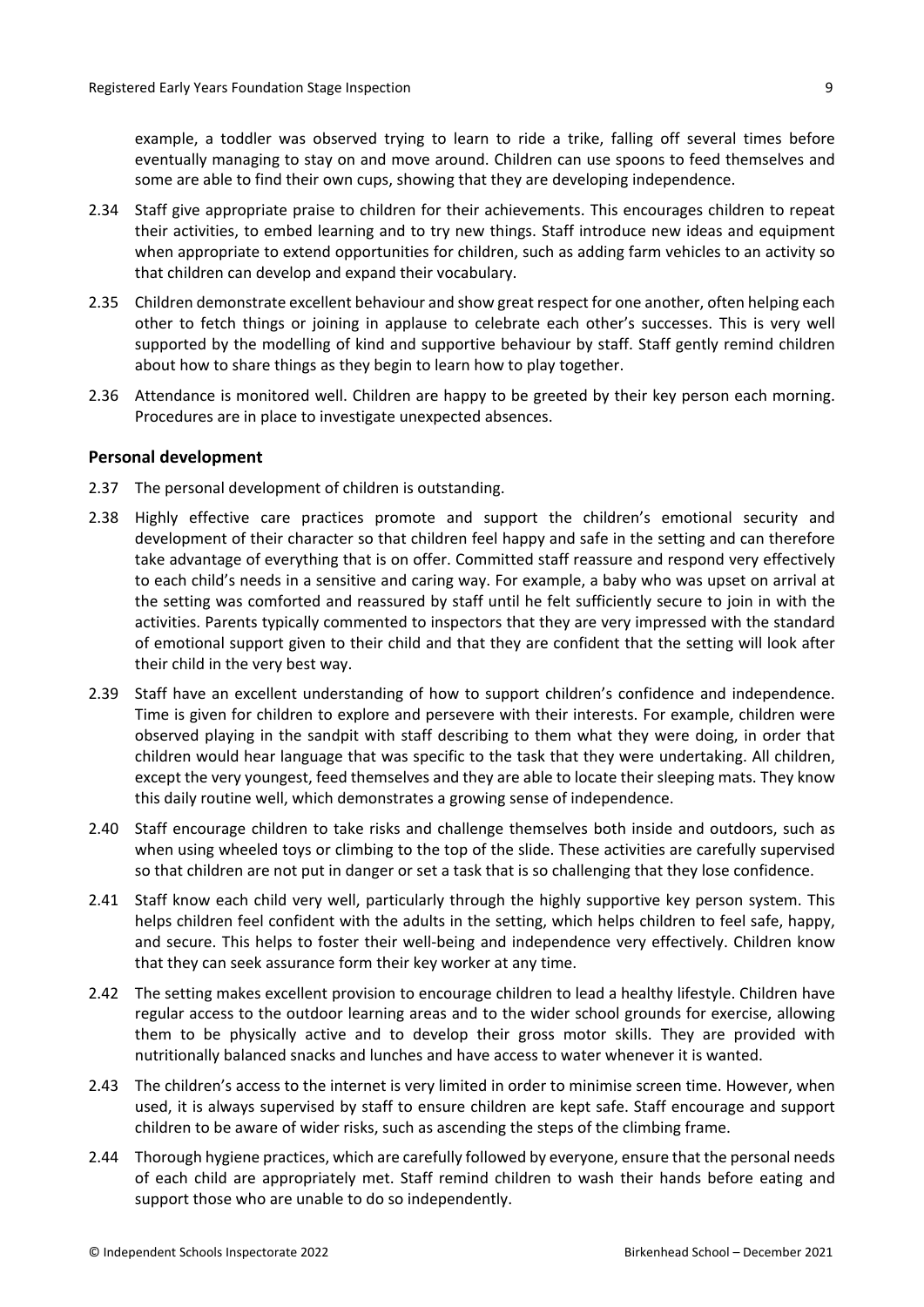example, a toddler was observed trying to learn to ride a trike, falling off several times before eventually managing to stay on and move around. Children can use spoons to feed themselves and some are able to find their own cups, showing that they are developing independence.

2.34 Staff give appropriate praise to children for their achievements. This encourages children to repeat their activities, to embed learning and to try new things. Staff introduce new ideas and equipment when appropriate to extend opportunities for children, such as adding farm vehicles to an activity so that children can develop and expand their vocabulary.

2.35 Children demonstrate excellent behaviour and show great respect for one another, often helping each other to fetch things or joining in applause to celebrate each other's successes. This is very well supported by the modelling of kind and supportive behaviour by staff. Staff gently remind children about how to share things as they begin to learn how to play together.

2.36 Attendance is monitored well. Children are happy to be greeted by their key person each morning. Procedures are in place to investigate unexpected absences.

### Personal development

2.37 The personal development of children is outstanding.

2.38 Highly effective care practices promote and support the children's emotional security and development of their character so that children feel happy and safe in the setting and can therefore take advantage of everything that is on offer. Committed staff reassure and respond very effectively to each child's needs in a sensitive and caring way. For example, a baby who was upset on arrival at the setting was comforted and reassured by staff until he felt sufficiently secure to join in with the activities. Parents typically commented to inspectors that they are very impressed with the standard of emotional support given to their child and that they are confident that the setting will look after their child in the very best way.

2.39 Staff have an excellent understanding of how to support children's confidence and independence. Time is given for children to explore and persevere with their interests. For example, children were observed playing in the sandpit with staff describing to them what they were doing, in order that children would hear language that was specific to the task that they were undertaking. All children, except the very youngest, feed themselves and they are able to locate their sleeping mats. They know this daily routine well, which demonstrates a growing sense of independence.

2.40 Staff encourage children to take risks and challenge themselves both inside and outdoors, such as when using wheeled toys or climbing to the top of the slide. These activities are carefully supervised so that children are not put in danger or set a task that is so challenging that they lose confidence.

2.41 Staff know each child very well, particularly through the highly supportive key person system. This helps children feel confident with the adults in the setting, which helps children to feel safe, happy, and secure. This helps to foster their well-being and independence very effectively. Children know that they can seek assurance form their key worker at any time.

2.42 The setting makes excellent provision to encourage children to lead a healthy lifestyle. Children have regular access to the outdoor learning areas and to the wider school grounds for exercise, allowing them to be physically active and to develop their gross motor skills. They are provided with nutritionally balanced snacks and lunches and have access to water whenever it is wanted.

2.43 The children's access to the internet is very limited in order to minimise screen time. However, when used, it is always supervised by staff to ensure children are kept safe. Staff encourage and support children to be aware of wider risks, such as ascending the steps of the climbing frame.

2.44 Thorough hygiene practices, which are carefully followed by everyone, ensure that the personal needs of each child are appropriately met. Staff remind children to wash their hands before eating and support those who are unable to do so independently.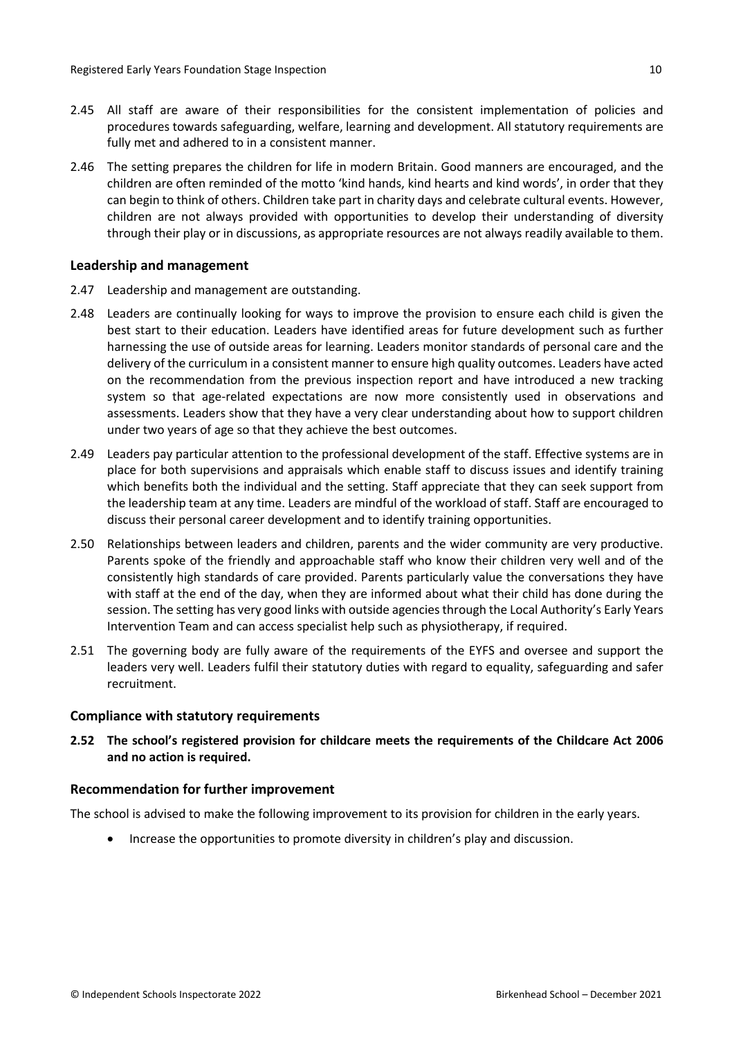2.45 All staff are aware of their responsibilities for the consistent implementation of policies and procedures towards safeguarding, welfare, learning and development. All statutory requirements are fully met and adhered to in a consistent manner.

2.46 The setting prepares the children for life in modern Britain. Good manners are encouraged, and the children are often reminded of the motto 'kind hands, kind hearts and kind words', in order that they can begin to think of others. Children take part in charity days and celebrate cultural events. However, children are not always provided with opportunities to develop their understanding of diversity through their play or in discussions, as appropriate resources are not always readily available to them.

### Leadership and management

2.47 Leadership and management are outstanding.

2.48 Leaders are continually looking for ways to improve the provision to ensure each child is given the best start to their education. Leaders have identified areas for future development such as further harnessing the use of outside areas for learning. Leaders monitor standards of personal care and the delivery of the curriculum in a consistent manner to ensure high quality outcomes. Leaders have acted on the recommendation from the previous inspection report and have introduced a new tracking system so that age-related expectations are now more consistently used in observations and assessments. Leaders show that they have a very clear understanding about how to support children under two years of age so that they achieve the best outcomes.

2.49 Leaders pay particular attention to the professional development of the staff. Effective systems are in place for both supervisions and appraisals which enable staff to discuss issues and identify training which benefits both the individual and the setting. Staff appreciate that they can seek support from the leadership team at any time. Leaders are mindful of the workload of staff. Staff are encouraged to discuss their personal career development and to identify training opportunities.

2.50 Relationships between leaders and children, parents and the wider community are very productive. Parents spoke of the friendly and approachable staff who know their children very well and of the consistently high standards of care provided. Parents particularly value the conversations they have with staff at the end of the day, when they are informed about what their child has done during the session. The setting has very good links with outside agencies through the Local Authority's Early Years Intervention Team and can access specialist help such as physiotherapy, if required.

2.51 The governing body are fully aware of the requirements of the EYFS and oversee and support the leaders very well. Leaders fulfil their statutory duties with regard to equality, safeguarding and safer recruitment.

### Compliance with statutory requirements

**2.52 The school's registered provision for childcare meets the requirements of the Childcare Act 2006 and no action is required.**

### Recommendation for further improvement

The school is advised to make the following improvement to its provision for children in the early years.

- Increase the opportunities to promote diversity in children's play and discussion.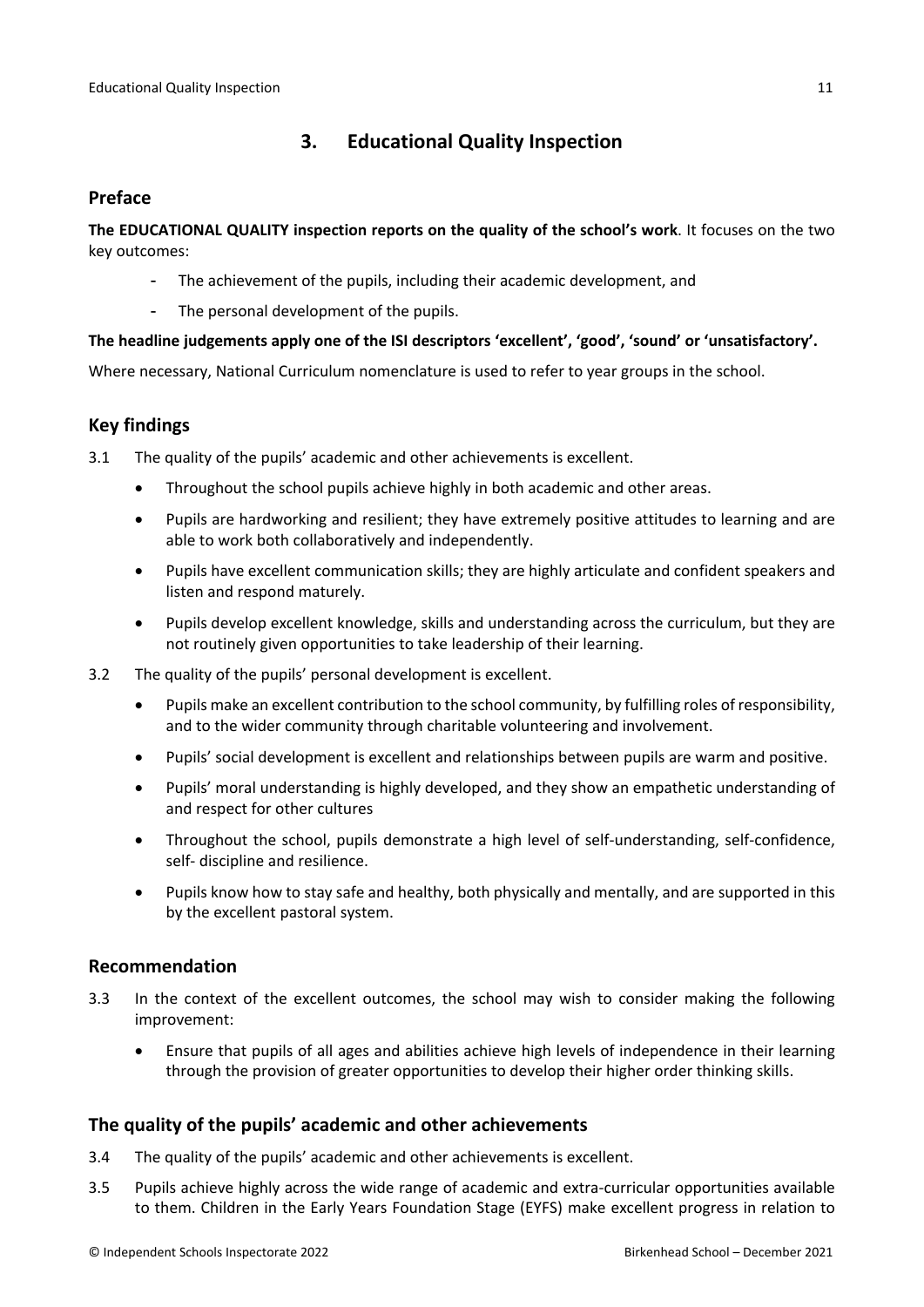## 3. Educational Quality Inspection

### Preface

**The EDUCATIONAL QUALITY inspection reports on the quality of the school's work**. It focuses on the two key outcomes:

- The achievement of the pupils, including their academic development, and
- The personal development of the pupils.

**The headline judgements apply one of the ISI descriptors 'excellent', 'good', 'sound' or 'unsatisfactory'.**

Where necessary, National Curriculum nomenclature is used to refer to year groups in the school.

### Key findings

3.1 The quality of the pupils' academic and other achievements is excellent.

- Throughout the school pupils achieve highly in both academic and other areas.
- Pupils are hardworking and resilient; they have extremely positive attitudes to learning and are able to work both collaboratively and independently.
- Pupils have excellent communication skills; they are highly articulate and confident speakers and listen and respond maturely.
- Pupils develop excellent knowledge, skills and understanding across the curriculum, but they are not routinely given opportunities to take leadership of their learning.

3.2 The quality of the pupils' personal development is excellent.

- Pupils make an excellent contribution to the school community, by fulfilling roles of responsibility, and to the wider community through charitable volunteering and involvement.
- Pupils' social development is excellent and relationships between pupils are warm and positive.
- Pupils' moral understanding is highly developed, and they show an empathetic understanding of and respect for other cultures
- Throughout the school, pupils demonstrate a high level of self-understanding, self-confidence, self- discipline and resilience.
- Pupils know how to stay safe and healthy, both physically and mentally, and are supported in this by the excellent pastoral system.

### Recommendation

3.3 In the context of the excellent outcomes, the school may wish to consider making the following improvement:

- Ensure that pupils of all ages and abilities achieve high levels of independence in their learning through the provision of greater opportunities to develop their higher order thinking skills.

### The quality of the pupils' academic and other achievements

3.4 The quality of the pupils' academic and other achievements is excellent.

3.5 Pupils achieve highly across the wide range of academic and extra-curricular opportunities available to them. Children in the Early Years Foundation Stage (EYFS) make excellent progress in relation to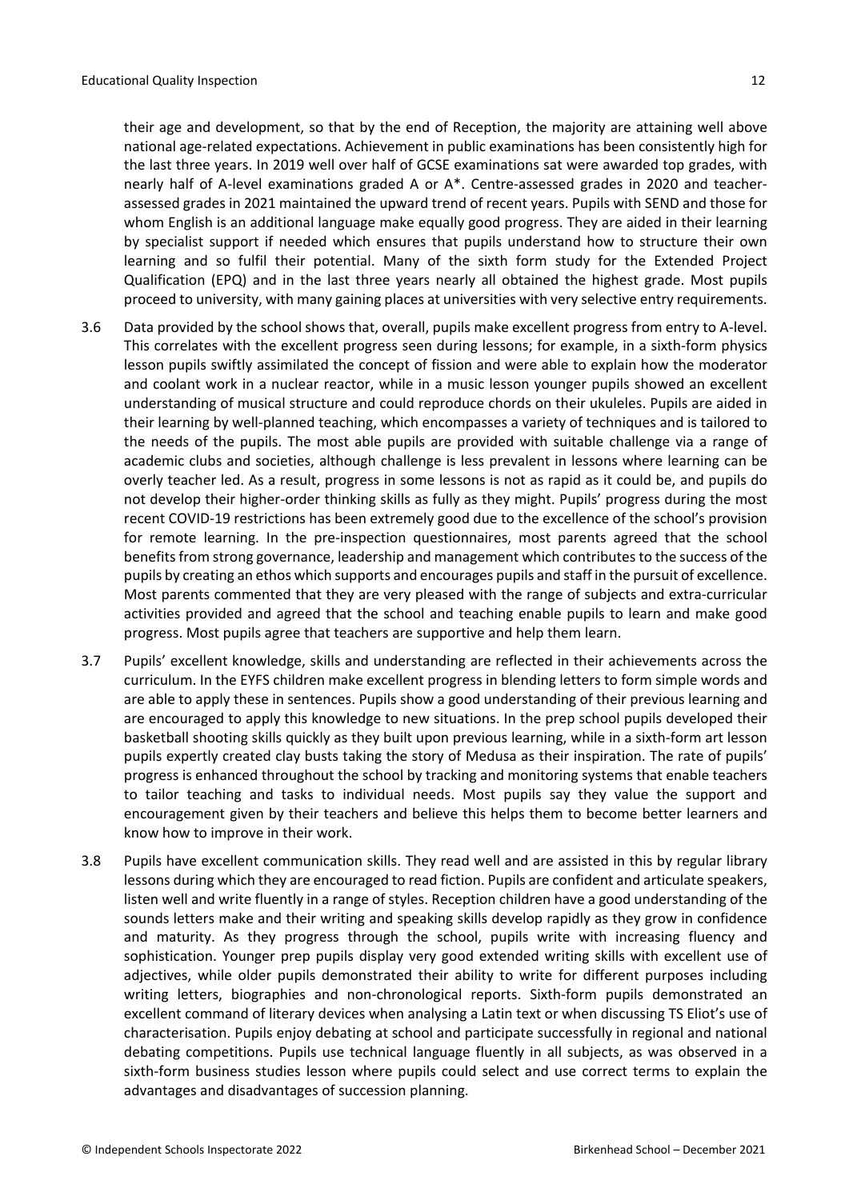their age and development, so that by the end of Reception, the majority are attaining well above national age-related expectations. Achievement in public examinations has been consistently high for the last three years. In 2019 well over half of GCSE examinations sat were awarded top grades, with nearly half of A-level examinations graded A or A*. Centre-assessed grades in 2020 and teacher-assessed grades in 2021 maintained the upward trend of recent years. Pupils with SEND and those for whom English is an additional language make equally good progress. They are aided in their learning by specialist support if needed which ensures that pupils understand how to structure their own learning and so fulfil their potential. Many of the sixth form study for the Extended Project Qualification (EPQ) and in the last three years nearly all obtained the highest grade. Most pupils proceed to university, with many gaining places at universities with very selective entry requirements.

3.6 Data provided by the school shows that, overall, pupils make excellent progress from entry to A-level. This correlates with the excellent progress seen during lessons; for example, in a sixth-form physics lesson pupils swiftly assimilated the concept of fission and were able to explain how the moderator and coolant work in a nuclear reactor, while in a music lesson younger pupils showed an excellent understanding of musical structure and could reproduce chords on their ukuleles. Pupils are aided in their learning by well-planned teaching, which encompasses a variety of techniques and is tailored to the needs of the pupils. The most able pupils are provided with suitable challenge via a range of academic clubs and societies, although challenge is less prevalent in lessons where learning can be overly teacher led. As a result, progress in some lessons is not as rapid as it could be, and pupils do not develop their higher-order thinking skills as fully as they might. Pupils' progress during the most recent COVID-19 restrictions has been extremely good due to the excellence of the school's provision for remote learning. In the pre-inspection questionnaires, most parents agreed that the school benefits from strong governance, leadership and management which contributes to the success of the pupils by creating an ethos which supports and encourages pupils and staff in the pursuit of excellence. Most parents commented that they are very pleased with the range of subjects and extra-curricular activities provided and agreed that the school and teaching enable pupils to learn and make good progress. Most pupils agree that teachers are supportive and help them learn.

3.7 Pupils' excellent knowledge, skills and understanding are reflected in their achievements across the curriculum. In the EYFS children make excellent progress in blending letters to form simple words and are able to apply these in sentences. Pupils show a good understanding of their previous learning and are encouraged to apply this knowledge to new situations. In the prep school pupils developed their basketball shooting skills quickly as they built upon previous learning, while in a sixth-form art lesson pupils expertly created clay busts taking the story of Medusa as their inspiration. The rate of pupils' progress is enhanced throughout the school by tracking and monitoring systems that enable teachers to tailor teaching and tasks to individual needs. Most pupils say they value the support and encouragement given by their teachers and believe this helps them to become better learners and know how to improve in their work.

3.8 Pupils have excellent communication skills. They read well and are assisted in this by regular library lessons during which they are encouraged to read fiction. Pupils are confident and articulate speakers, listen well and write fluently in a range of styles. Reception children have a good understanding of the sounds letters make and their writing and speaking skills develop rapidly as they grow in confidence and maturity. As they progress through the school, pupils write with increasing fluency and sophistication. Younger prep pupils display very good extended writing skills with excellent use of adjectives, while older pupils demonstrated their ability to write for different purposes including writing letters, biographies and non-chronological reports. Sixth-form pupils demonstrated an excellent command of literary devices when analysing a Latin text or when discussing TS Eliot's use of characterisation. Pupils enjoy debating at school and participate successfully in regional and national debating competitions. Pupils use technical language fluently in all subjects, as was observed in a sixth-form business studies lesson where pupils could select and use correct terms to explain the advantages and disadvantages of succession planning.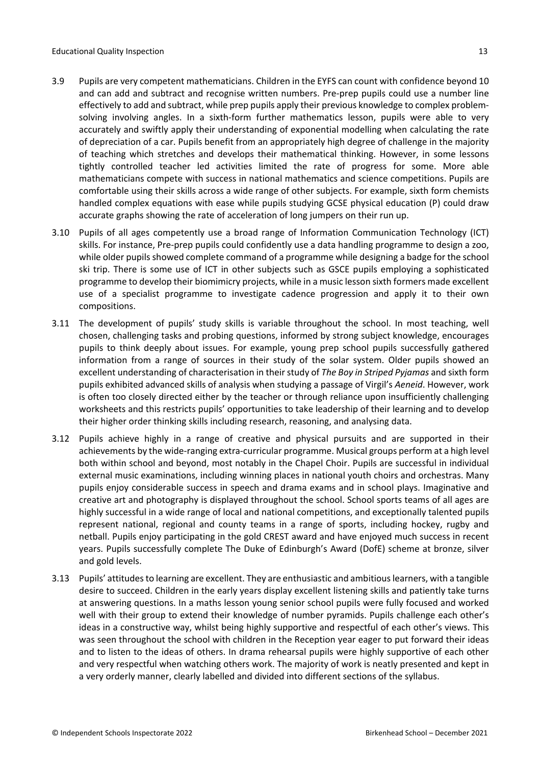3.9 Pupils are very competent mathematicians. Children in the EYFS can count with confidence beyond 10 and can add and subtract and recognise written numbers. Pre-prep pupils could use a number line effectively to add and subtract, while prep pupils apply their previous knowledge to complex problem-solving involving angles. In a sixth-form further mathematics lesson, pupils were able to very accurately and swiftly apply their understanding of exponential modelling when calculating the rate of depreciation of a car. Pupils benefit from an appropriately high degree of challenge in the majority of teaching which stretches and develops their mathematical thinking. However, in some lessons tightly controlled teacher led activities limited the rate of progress for some. More able mathematicians compete with success in national mathematics and science competitions. Pupils are comfortable using their skills across a wide range of other subjects. For example, sixth form chemists handled complex equations with ease while pupils studying GCSE physical education (P) could draw accurate graphs showing the rate of acceleration of long jumpers on their run up.

3.10 Pupils of all ages competently use a broad range of Information Communication Technology (ICT) skills. For instance, Pre-prep pupils could confidently use a data handling programme to design a zoo, while older pupils showed complete command of a programme while designing a badge for the school ski trip. There is some use of ICT in other subjects such as GSCE pupils employing a sophisticated programme to develop their biomimicry projects, while in a music lesson sixth formers made excellent use of a specialist programme to investigate cadence progression and apply it to their own compositions.

3.11 The development of pupils' study skills is variable throughout the school. In most teaching, well chosen, challenging tasks and probing questions, informed by strong subject knowledge, encourages pupils to think deeply about issues. For example, young prep school pupils successfully gathered information from a range of sources in their study of the solar system. Older pupils showed an excellent understanding of characterisation in their study of *The Boy in Striped Pyjamas* and sixth form pupils exhibited advanced skills of analysis when studying a passage of Virgil's *Aeneid*. However, work is often too closely directed either by the teacher or through reliance upon insufficiently challenging worksheets and this restricts pupils' opportunities to take leadership of their learning and to develop their higher order thinking skills including research, reasoning, and analysing data.

3.12 Pupils achieve highly in a range of creative and physical pursuits and are supported in their achievements by the wide-ranging extra-curricular programme. Musical groups perform at a high level both within school and beyond, most notably in the Chapel Choir. Pupils are successful in individual external music examinations, including winning places in national youth choirs and orchestras. Many pupils enjoy considerable success in speech and drama exams and in school plays. Imaginative and creative art and photography is displayed throughout the school. School sports teams of all ages are highly successful in a wide range of local and national competitions, and exceptionally talented pupils represent national, regional and county teams in a range of sports, including hockey, rugby and netball. Pupils enjoy participating in the gold CREST award and have enjoyed much success in recent years. Pupils successfully complete The Duke of Edinburgh's Award (DofE) scheme at bronze, silver and gold levels.

3.13 Pupils' attitudes to learning are excellent. They are enthusiastic and ambitious learners, with a tangible desire to succeed. Children in the early years display excellent listening skills and patiently take turns at answering questions. In a maths lesson young senior school pupils were fully focused and worked well with their group to extend their knowledge of number pyramids. Pupils challenge each other's ideas in a constructive way, whilst being highly supportive and respectful of each other's views. This was seen throughout the school with children in the Reception year eager to put forward their ideas and to listen to the ideas of others. In drama rehearsal pupils were highly supportive of each other and very respectful when watching others work. The majority of work is neatly presented and kept in a very orderly manner, clearly labelled and divided into different sections of the syllabus.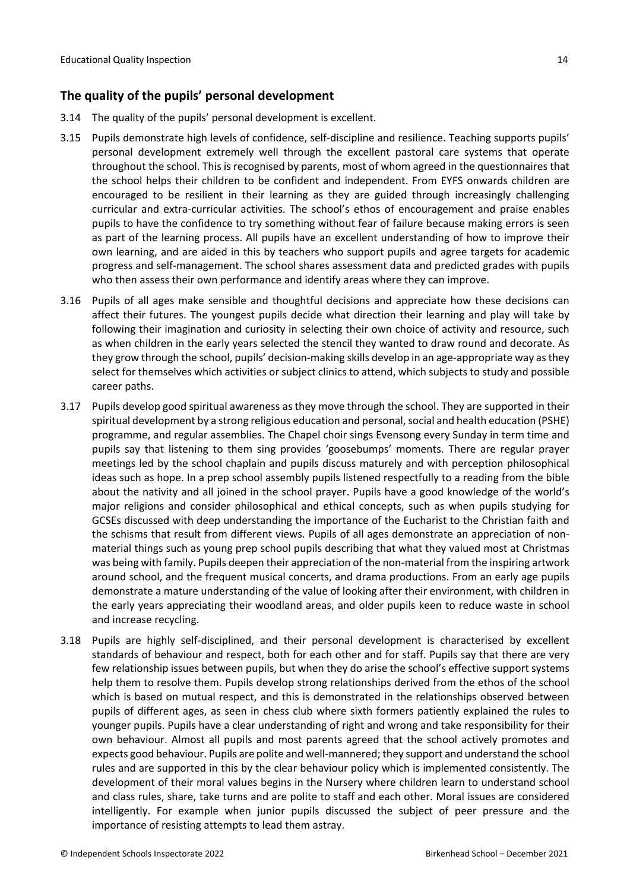## The quality of the pupils' personal development

3.14 The quality of the pupils' personal development is excellent.

3.15 Pupils demonstrate high levels of confidence, self-discipline and resilience. Teaching supports pupils' personal development extremely well through the excellent pastoral care systems that operate throughout the school. This is recognised by parents, most of whom agreed in the questionnaires that the school helps their children to be confident and independent. From EYFS onwards children are encouraged to be resilient in their learning as they are guided through increasingly challenging curricular and extra-curricular activities. The school's ethos of encouragement and praise enables pupils to have the confidence to try something without fear of failure because making errors is seen as part of the learning process. All pupils have an excellent understanding of how to improve their own learning, and are aided in this by teachers who support pupils and agree targets for academic progress and self-management. The school shares assessment data and predicted grades with pupils who then assess their own performance and identify areas where they can improve.

3.16 Pupils of all ages make sensible and thoughtful decisions and appreciate how these decisions can affect their futures. The youngest pupils decide what direction their learning and play will take by following their imagination and curiosity in selecting their own choice of activity and resource, such as when children in the early years selected the stencil they wanted to draw round and decorate. As they grow through the school, pupils' decision-making skills develop in an age-appropriate way as they select for themselves which activities or subject clinics to attend, which subjects to study and possible career paths.

3.17 Pupils develop good spiritual awareness as they move through the school. They are supported in their spiritual development by a strong religious education and personal, social and health education (PSHE) programme, and regular assemblies. The Chapel choir sings Evensong every Sunday in term time and pupils say that listening to them sing provides 'goosebumps' moments. There are regular prayer meetings led by the school chaplain and pupils discuss maturely and with perception philosophical ideas such as hope. In a prep school assembly pupils listened respectfully to a reading from the bible about the nativity and all joined in the school prayer. Pupils have a good knowledge of the world's major religions and consider philosophical and ethical concepts, such as when pupils studying for GCSEs discussed with deep understanding the importance of the Eucharist to the Christian faith and the schisms that result from different views. Pupils of all ages demonstrate an appreciation of non-material things such as young prep school pupils describing that what they valued most at Christmas was being with family. Pupils deepen their appreciation of the non-material from the inspiring artwork around school, and the frequent musical concerts, and drama productions. From an early age pupils demonstrate a mature understanding of the value of looking after their environment, with children in the early years appreciating their woodland areas, and older pupils keen to reduce waste in school and increase recycling.

3.18 Pupils are highly self-disciplined, and their personal development is characterised by excellent standards of behaviour and respect, both for each other and for staff. Pupils say that there are very few relationship issues between pupils, but when they do arise the school's effective support systems help them to resolve them. Pupils develop strong relationships derived from the ethos of the school which is based on mutual respect, and this is demonstrated in the relationships observed between pupils of different ages, as seen in chess club where sixth formers patiently explained the rules to younger pupils. Pupils have a clear understanding of right and wrong and take responsibility for their own behaviour. Almost all pupils and most parents agreed that the school actively promotes and expects good behaviour. Pupils are polite and well-mannered; they support and understand the school rules and are supported in this by the clear behaviour policy which is implemented consistently. The development of their moral values begins in the Nursery where children learn to understand school and class rules, share, take turns and are polite to staff and each other. Moral issues are considered intelligently. For example when junior pupils discussed the subject of peer pressure and the importance of resisting attempts to lead them astray.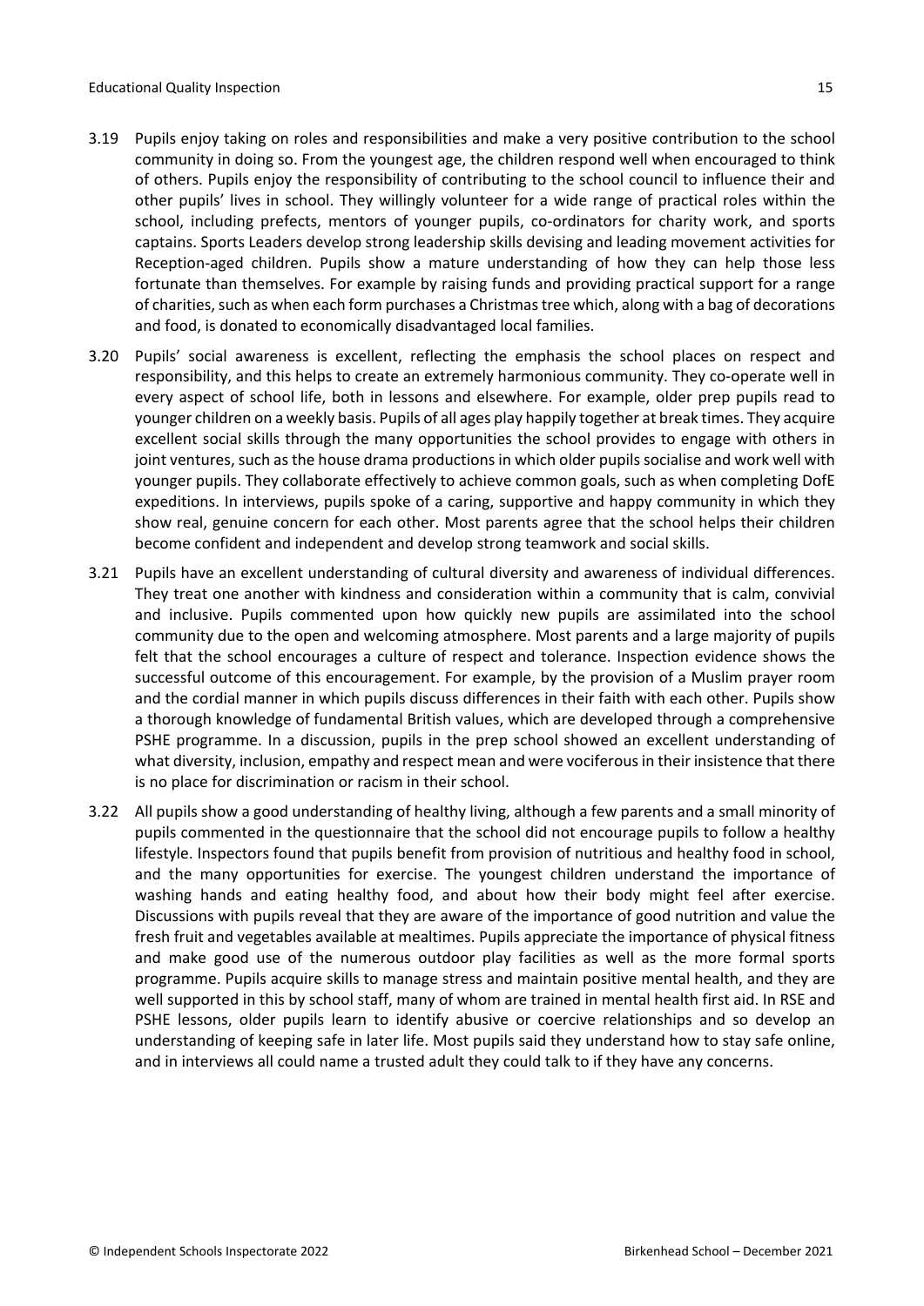3.19 Pupils enjoy taking on roles and responsibilities and make a very positive contribution to the school community in doing so. From the youngest age, the children respond well when encouraged to think of others. Pupils enjoy the responsibility of contributing to the school council to influence their and other pupils' lives in school. They willingly volunteer for a wide range of practical roles within the school, including prefects, mentors of younger pupils, co-ordinators for charity work, and sports captains. Sports Leaders develop strong leadership skills devising and leading movement activities for Reception-aged children. Pupils show a mature understanding of how they can help those less fortunate than themselves. For example by raising funds and providing practical support for a range of charities, such as when each form purchases a Christmas tree which, along with a bag of decorations and food, is donated to economically disadvantaged local families.

3.20 Pupils' social awareness is excellent, reflecting the emphasis the school places on respect and responsibility, and this helps to create an extremely harmonious community. They co-operate well in every aspect of school life, both in lessons and elsewhere. For example, older prep pupils read to younger children on a weekly basis. Pupils of all ages play happily together at break times. They acquire excellent social skills through the many opportunities the school provides to engage with others in joint ventures, such as the house drama productions in which older pupils socialise and work well with younger pupils. They collaborate effectively to achieve common goals, such as when completing DofE expeditions. In interviews, pupils spoke of a caring, supportive and happy community in which they show real, genuine concern for each other. Most parents agree that the school helps their children become confident and independent and develop strong teamwork and social skills.

3.21 Pupils have an excellent understanding of cultural diversity and awareness of individual differences. They treat one another with kindness and consideration within a community that is calm, convivial and inclusive. Pupils commented upon how quickly new pupils are assimilated into the school community due to the open and welcoming atmosphere. Most parents and a large majority of pupils felt that the school encourages a culture of respect and tolerance. Inspection evidence shows the successful outcome of this encouragement. For example, by the provision of a Muslim prayer room and the cordial manner in which pupils discuss differences in their faith with each other. Pupils show a thorough knowledge of fundamental British values, which are developed through a comprehensive PSHE programme. In a discussion, pupils in the prep school showed an excellent understanding of what diversity, inclusion, empathy and respect mean and were vociferous in their insistence that there is no place for discrimination or racism in their school.

3.22 All pupils show a good understanding of healthy living, although a few parents and a small minority of pupils commented in the questionnaire that the school did not encourage pupils to follow a healthy lifestyle. Inspectors found that pupils benefit from provision of nutritious and healthy food in school, and the many opportunities for exercise. The youngest children understand the importance of washing hands and eating healthy food, and about how their body might feel after exercise. Discussions with pupils reveal that they are aware of the importance of good nutrition and value the fresh fruit and vegetables available at mealtimes. Pupils appreciate the importance of physical fitness and make good use of the numerous outdoor play facilities as well as the more formal sports programme. Pupils acquire skills to manage stress and maintain positive mental health, and they are well supported in this by school staff, many of whom are trained in mental health first aid. In RSE and PSHE lessons, older pupils learn to identify abusive or coercive relationships and so develop an understanding of keeping safe in later life. Most pupils said they understand how to stay safe online, and in interviews all could name a trusted adult they could talk to if they have any concerns.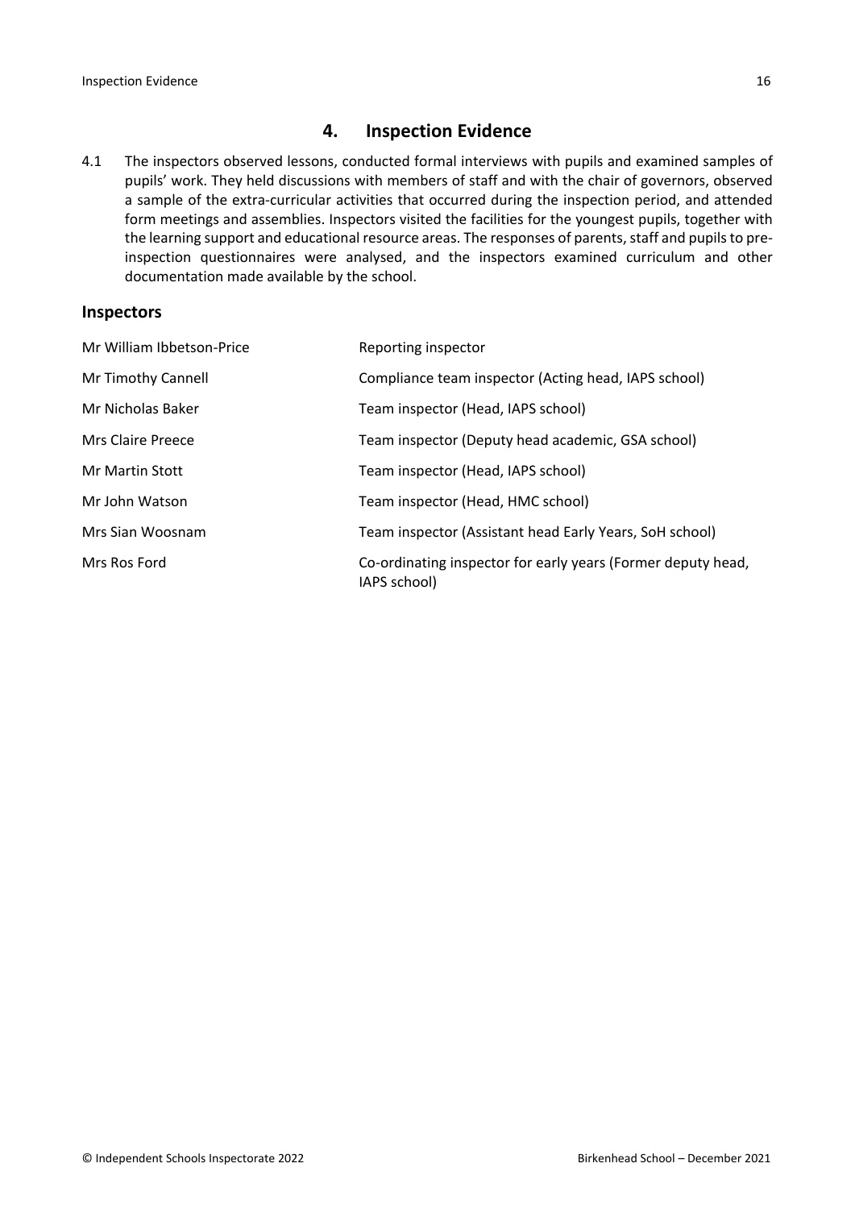## 4. Inspection Evidence

4.1 The inspectors observed lessons, conducted formal interviews with pupils and examined samples of pupils' work. They held discussions with members of staff and with the chair of governors, observed a sample of the extra-curricular activities that occurred during the inspection period, and attended form meetings and assemblies. Inspectors visited the facilities for the youngest pupils, together with the learning support and educational resource areas. The responses of parents, staff and pupils to pre-inspection questionnaires were analysed, and the inspectors examined curriculum and other documentation made available by the school.

### Inspectors

| | |
|---|---|
| Mr William Ibbetson-Price | Reporting inspector |
| Mr Timothy Cannell | Compliance team inspector (Acting head, IAPS school) |
| Mr Nicholas Baker | Team inspector (Head, IAPS school) |
| Mrs Claire Preece | Team inspector (Deputy head academic, GSA school) |
| Mr Martin Stott | Team inspector (Head, IAPS school) |
| Mr John Watson | Team inspector (Head, HMC school) |
| Mrs Sian Woosnam | Team inspector (Assistant head Early Years, SoH school) |
| Mrs Ros Ford | Co-ordinating inspector for early years (Former deputy head, IAPS school) |